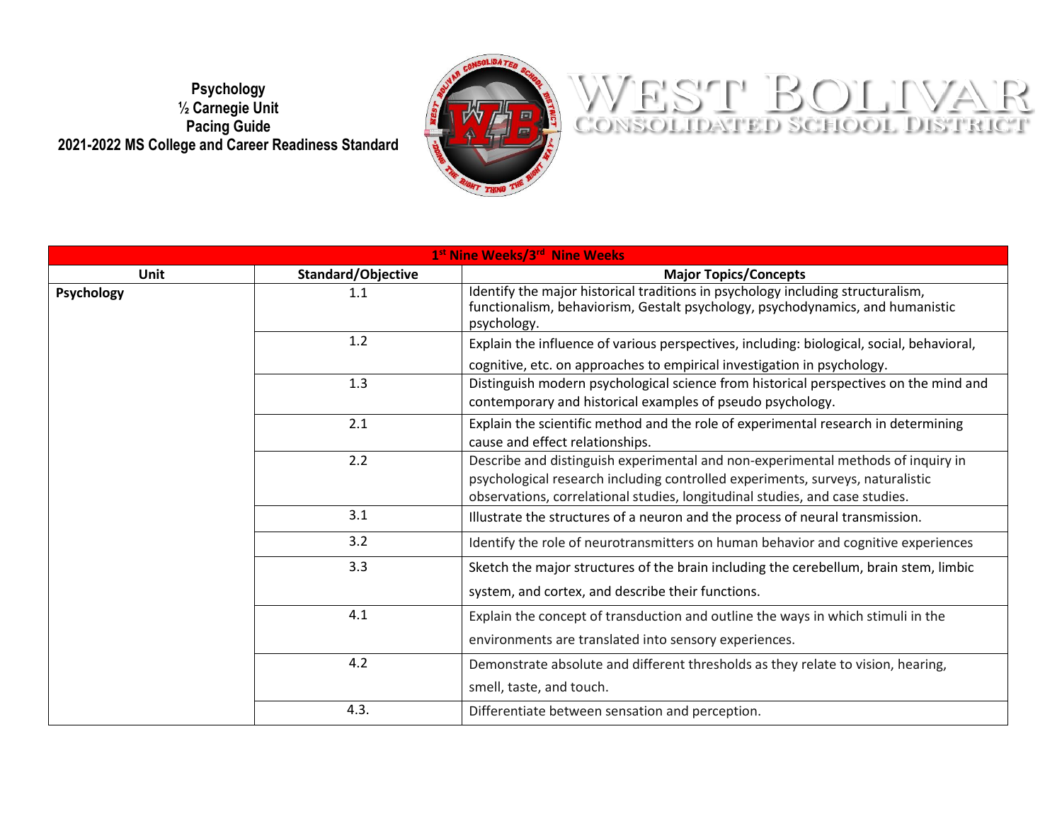**Psychology**
**½ Carnegie Unit**
**Pacing Guide**
**2021-2022 MS College and Career Readiness Standard**

WEST BOLIVAR
CONSOLIDATED SCHOOL DISTRICT

| 1st Nine Weeks/3rd Nine Weeks | | |
|---|---|---|
| **Unit** | **Standard/Objective** | **Major Topics/Concepts** |
| **Psychology** | 1.1 | Identify the major historical traditions in psychology including structuralism, functionalism, behaviorism, Gestalt psychology, psychodynamics, and humanistic psychology. |
| | 1.2 | Explain the influence of various perspectives, including: biological, social, behavioral, cognitive, etc. on approaches to empirical investigation in psychology. |
| | 1.3 | Distinguish modern psychological science from historical perspectives on the mind and contemporary and historical examples of pseudo psychology. |
| | 2.1 | Explain the scientific method and the role of experimental research in determining cause and effect relationships. |
| | 2.2 | Describe and distinguish experimental and non-experimental methods of inquiry in psychological research including controlled experiments, surveys, naturalistic observations, correlational studies, longitudinal studies, and case studies. |
| | 3.1 | Illustrate the structures of a neuron and the process of neural transmission. |
| | 3.2 | Identify the role of neurotransmitters on human behavior and cognitive experiences |
| | 3.3 | Sketch the major structures of the brain including the cerebellum, brain stem, limbic system, and cortex, and describe their functions. |
| | 4.1 | Explain the concept of transduction and outline the ways in which stimuli in the environments are translated into sensory experiences. |
| | 4.2 | Demonstrate absolute and different thresholds as they relate to vision, hearing, smell, taste, and touch. |
| | 4.3. | Differentiate between sensation and perception. |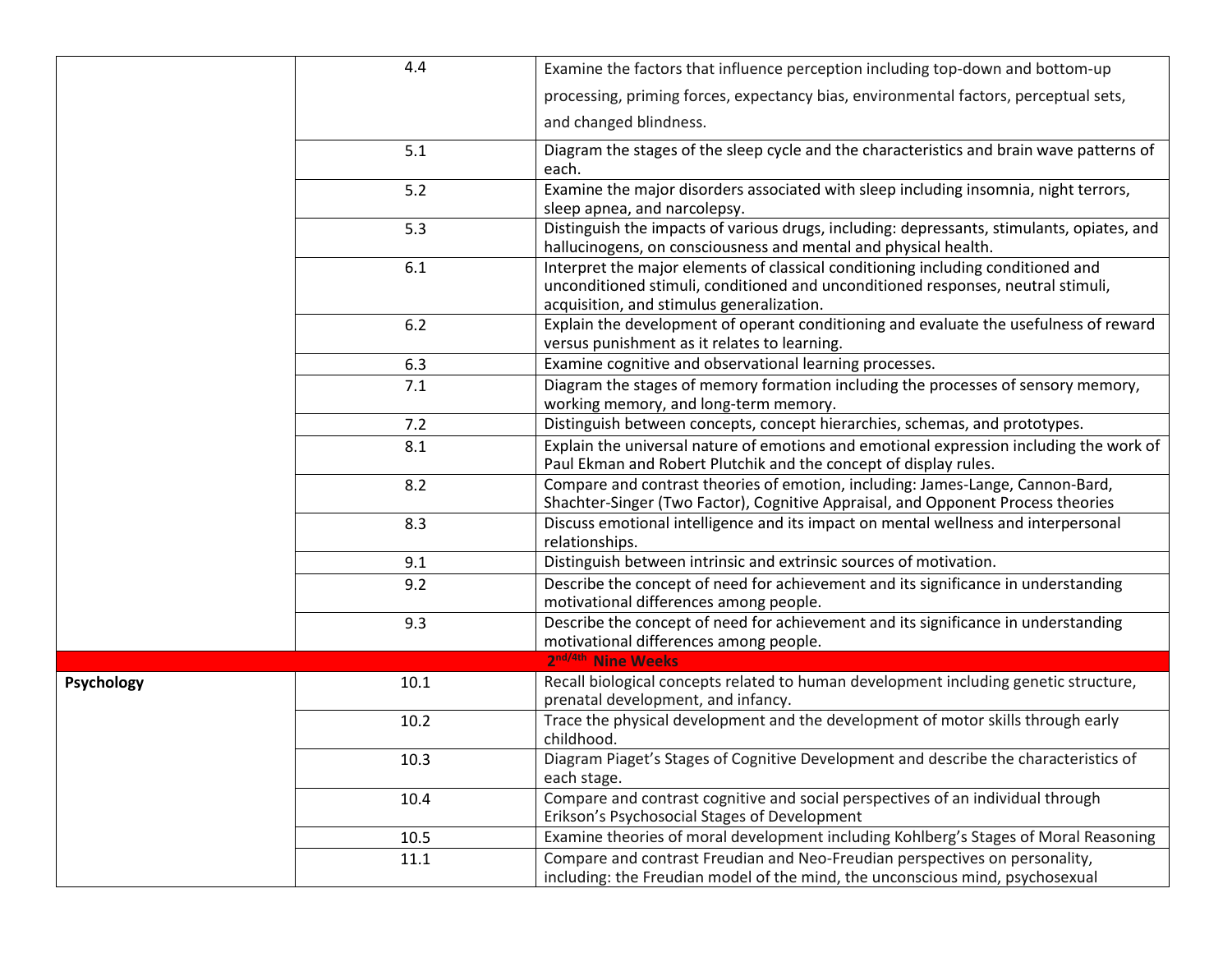| | | |
|---|---|---|
| | 4.4 | Examine the factors that influence perception including top-down and bottom-up processing, priming forces, expectancy bias, environmental factors, perceptual sets, and changed blindness. |
| | 5.1 | Diagram the stages of the sleep cycle and the characteristics and brain wave patterns of each. |
| | 5.2 | Examine the major disorders associated with sleep including insomnia, night terrors, sleep apnea, and narcolepsy. |
| | 5.3 | Distinguish the impacts of various drugs, including: depressants, stimulants, opiates, and hallucinogens, on consciousness and mental and physical health. |
| | 6.1 | Interpret the major elements of classical conditioning including conditioned and unconditioned stimuli, conditioned and unconditioned responses, neutral stimuli, acquisition, and stimulus generalization. |
| | 6.2 | Explain the development of operant conditioning and evaluate the usefulness of reward versus punishment as it relates to learning. |
| | 6.3 | Examine cognitive and observational learning processes. |
| | 7.1 | Diagram the stages of memory formation including the processes of sensory memory, working memory, and long-term memory. |
| | 7.2 | Distinguish between concepts, concept hierarchies, schemas, and prototypes. |
| | 8.1 | Explain the universal nature of emotions and emotional expression including the work of Paul Ekman and Robert Plutchik and the concept of display rules. |
| | 8.2 | Compare and contrast theories of emotion, including: James-Lange, Cannon-Bard, Shachter-Singer (Two Factor), Cognitive Appraisal, and Opponent Process theories |
| | 8.3 | Discuss emotional intelligence and its impact on mental wellness and interpersonal relationships. |
| | 9.1 | Distinguish between intrinsic and extrinsic sources of motivation. |
| | 9.2 | Describe the concept of need for achievement and its significance in understanding motivational differences among people. |
| | 9.3 | Describe the concept of need for achievement and its significance in understanding motivational differences among people. |
| | | **2nd/4th Nine Weeks** |
| **Psychology** | 10.1 | Recall biological concepts related to human development including genetic structure, prenatal development, and infancy. |
| | 10.2 | Trace the physical development and the development of motor skills through early childhood. |
| | 10.3 | Diagram Piaget's Stages of Cognitive Development and describe the characteristics of each stage. |
| | 10.4 | Compare and contrast cognitive and social perspectives of an individual through Erikson's Psychosocial Stages of Development |
| | 10.5 | Examine theories of moral development including Kohlberg's Stages of Moral Reasoning |
| | 11.1 | Compare and contrast Freudian and Neo-Freudian perspectives on personality, including: the Freudian model of the mind, the unconscious mind, psychosexual |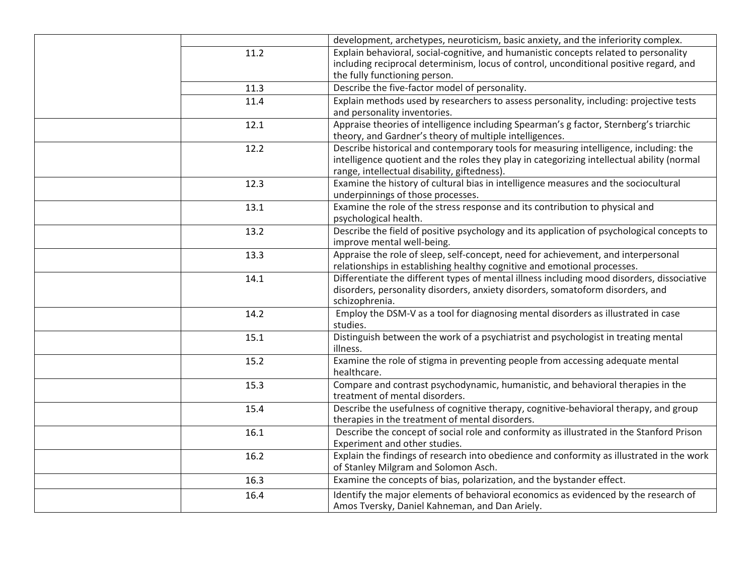| | | |
|---|---|---|
| | | development, archetypes, neuroticism, basic anxiety, and the inferiority complex. |
| | 11.2 | Explain behavioral, social-cognitive, and humanistic concepts related to personality including reciprocal determinism, locus of control, unconditional positive regard, and the fully functioning person. |
| | 11.3 | Describe the five-factor model of personality. |
| | 11.4 | Explain methods used by researchers to assess personality, including: projective tests and personality inventories. |
| | 12.1 | Appraise theories of intelligence including Spearman's g factor, Sternberg's triarchic theory, and Gardner's theory of multiple intelligences. |
| | 12.2 | Describe historical and contemporary tools for measuring intelligence, including: the intelligence quotient and the roles they play in categorizing intellectual ability (normal range, intellectual disability, giftedness). |
| | 12.3 | Examine the history of cultural bias in intelligence measures and the sociocultural underpinnings of those processes. |
| | 13.1 | Examine the role of the stress response and its contribution to physical and psychological health. |
| | 13.2 | Describe the field of positive psychology and its application of psychological concepts to improve mental well-being. |
| | 13.3 | Appraise the role of sleep, self-concept, need for achievement, and interpersonal relationships in establishing healthy cognitive and emotional processes. |
| | 14.1 | Differentiate the different types of mental illness including mood disorders, dissociative disorders, personality disorders, anxiety disorders, somatoform disorders, and schizophrenia. |
| | 14.2 | Employ the DSM-V as a tool for diagnosing mental disorders as illustrated in case studies. |
| | 15.1 | Distinguish between the work of a psychiatrist and psychologist in treating mental illness. |
| | 15.2 | Examine the role of stigma in preventing people from accessing adequate mental healthcare. |
| | 15.3 | Compare and contrast psychodynamic, humanistic, and behavioral therapies in the treatment of mental disorders. |
| | 15.4 | Describe the usefulness of cognitive therapy, cognitive-behavioral therapy, and group therapies in the treatment of mental disorders. |
| | 16.1 | Describe the concept of social role and conformity as illustrated in the Stanford Prison Experiment and other studies. |
| | 16.2 | Explain the findings of research into obedience and conformity as illustrated in the work of Stanley Milgram and Solomon Asch. |
| | 16.3 | Examine the concepts of bias, polarization, and the bystander effect. |
| | 16.4 | Identify the major elements of behavioral economics as evidenced by the research of Amos Tversky, Daniel Kahneman, and Dan Ariely. |